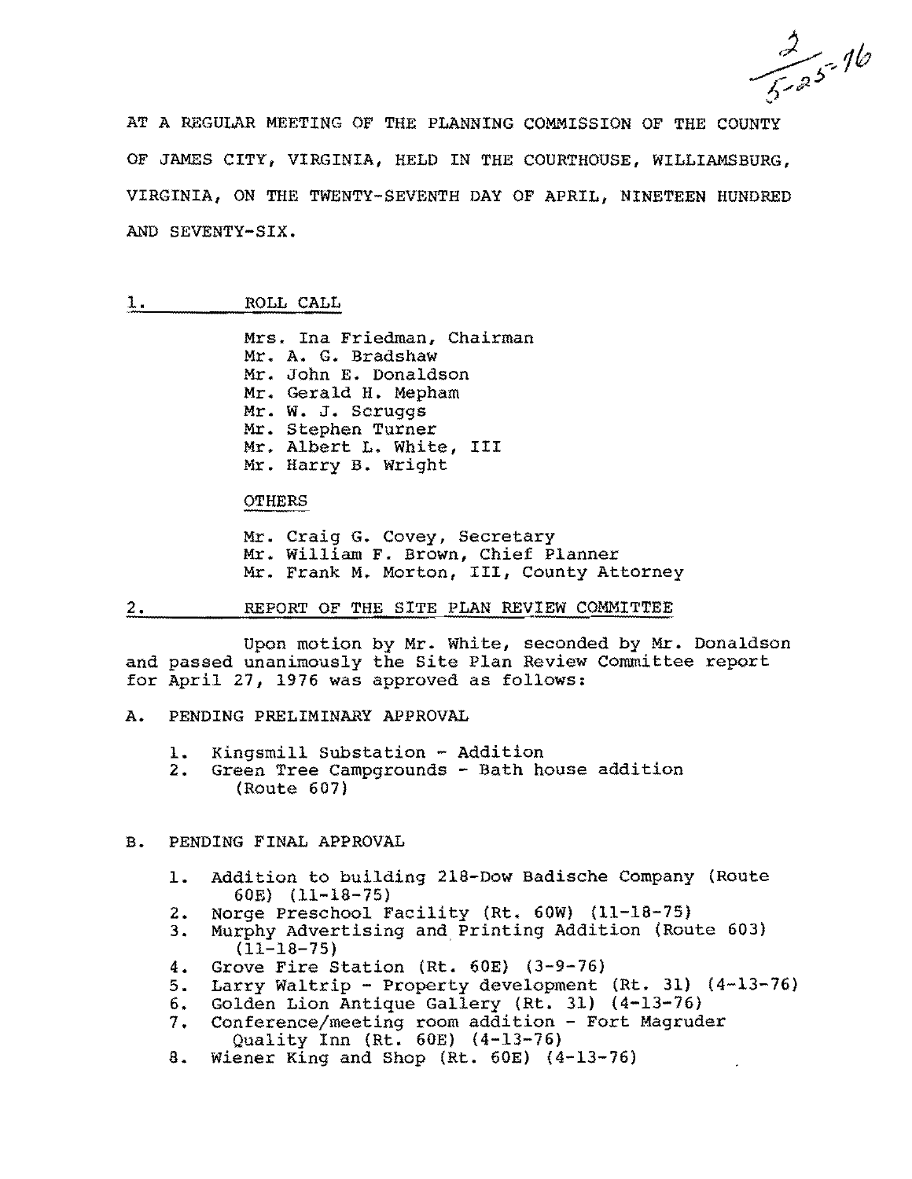2
5-25-76

AT A REGULAR MEETING OF THE PLANNING COMMISSION OF THE COUNTY OF JAMES CITY, VIRGINIA, HELD IN THE COURTHOUSE, WILLIAMSBURG, VIRGINIA, ON THE TWENTY-SEVENTH DAY OF APRIL, NINETEEN HUNDRED AND SEVENTY-SIX.

## 1. ROLL CALL

Mrs. Ina Friedman, Chairman
Mr. A. G. Bradshaw
Mr. John E. Donaldson
Mr. Gerald H. Mepham
Mr. W. J. Scruggs
Mr. Stephen Turner
Mr. Albert L. White, III
Mr. Harry B. Wright

OTHERS

Mr. Craig G. Covey, Secretary
Mr. William F. Brown, Chief Planner
Mr. Frank M. Morton, III, County Attorney

## 2. REPORT OF THE SITE PLAN REVIEW COMMITTEE

Upon motion by Mr. White, seconded by Mr. Donaldson and passed unanimously the Site Plan Review Committee report for April 27, 1976 was approved as follows:

A. PENDING PRELIMINARY APPROVAL

1. Kingsmill Substation - Addition
2. Green Tree Campgrounds - Bath house addition (Route 607)

B. PENDING FINAL APPROVAL

1. Addition to building 218-Dow Badische Company (Route 60E) (11-18-75)
2. Norge Preschool Facility (Rt. 60W) (11-18-75)
3. Murphy Advertising and Printing Addition (Route 603) (11-18-75)
4. Grove Fire Station (Rt. 60E) (3-9-76)
5. Larry Waltrip - Property development (Rt. 31) (4-13-76)
6. Golden Lion Antique Gallery (Rt. 31) (4-13-76)
7. Conference/meeting room addition - Fort Magruder Quality Inn (Rt. 60E) (4-13-76)
8. Wiener King and Shop (Rt. 60E) (4-13-76)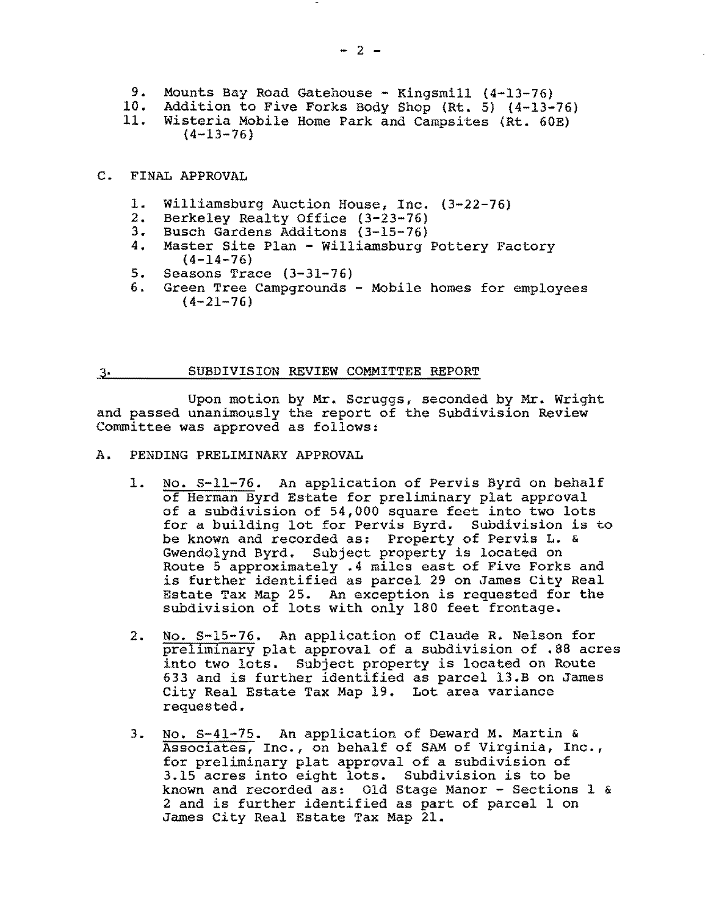9. Mounts Bay Road Gatehouse - Kingsmill (4-13-76)
10. Addition to Five Forks Body Shop (Rt. 5) (4-13-76)
11. Wisteria Mobile Home Park and Campsites (Rt. 60E) (4-13-76)

C. FINAL APPROVAL

1. Williamsburg Auction House, Inc. (3-22-76)
2. Berkeley Realty Office (3-23-76)
3. Busch Gardens Additons (3-15-76)
4. Master Site Plan - Williamsburg Pottery Factory (4-14-76)
5. Seasons Trace (3-31-76)
6. Green Tree Campgrounds - Mobile homes for employees (4-21-76)

## 3. SUBDIVISION REVIEW COMMITTEE REPORT

Upon motion by Mr. Scruggs, seconded by Mr. Wright and passed unanimously the report of the Subdivision Review Committee was approved as follows:

A. PENDING PRELIMINARY APPROVAL

1. No. S-11-76. An application of Pervis Byrd on behalf of Herman Byrd Estate for preliminary plat approval of a subdivision of 54,000 square feet into two lots for a building lot for Pervis Byrd. Subdivision is to be known and recorded as: Property of Pervis L. & Gwendolynd Byrd. Subject property is located on Route 5 approximately .4 miles east of Five Forks and is further identified as parcel 29 on James City Real Estate Tax Map 25. An exception is requested for the subdivision of lots with only 180 feet frontage.

2. No. S-15-76. An application of Claude R. Nelson for preliminary plat approval of a subdivision of .88 acres into two lots. Subject property is located on Route 633 and is further identified as parcel 13.B on James City Real Estate Tax Map 19. Lot area variance requested.

3. No. S-41-75. An application of Deward M. Martin & Associates, Inc., on behalf of SAM of Virginia, Inc., for preliminary plat approval of a subdivision of 3.15 acres into eight lots. Subdivision is to be known and recorded as: Old Stage Manor - Sections 1 & 2 and is further identified as part of parcel 1 on James City Real Estate Tax Map 21.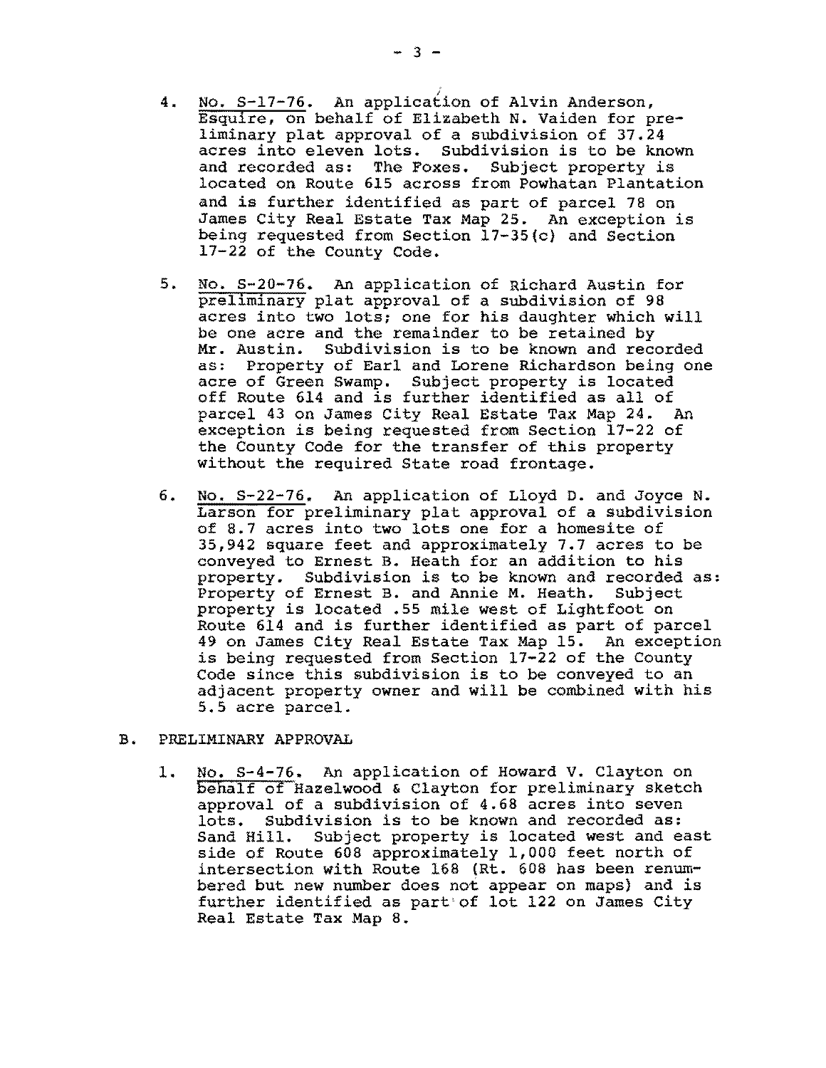4. No. S-17-76. An application of Alvin Anderson, Esquire, on behalf of Elizabeth N. Vaiden for preliminary plat approval of a subdivision of 37.24 acres into eleven lots. Subdivision is to be known and recorded as: The Foxes. Subject property is located on Route 615 across from Powhatan Plantation and is further identified as part of parcel 78 on James City Real Estate Tax Map 25. An exception is being requested from Section 17-35(c) and Section 17-22 of the County Code.

5. No. S-20-76. An application of Richard Austin for preliminary plat approval of a subdivision of 98 acres into two lots; one for his daughter which will be one acre and the remainder to be retained by Mr. Austin. Subdivision is to be known and recorded as: Property of Earl and Lorene Richardson being one acre of Green Swamp. Subject property is located off Route 614 and is further identified as all of parcel 43 on James City Real Estate Tax Map 24. An exception is being requested from Section 17-22 of the County Code for the transfer of this property without the required State road frontage.

6. No. S-22-76. An application of Lloyd D. and Joyce N. Larson for preliminary plat approval of a subdivision of 8.7 acres into two lots one for a homesite of 35,942 square feet and approximately 7.7 acres to be conveyed to Ernest B. Heath for an addition to his property. Subdivision is to be known and recorded as: Property of Ernest B. and Annie M. Heath. Subject property is located .55 mile west of Lightfoot on Route 614 and is further identified as part of parcel 49 on James City Real Estate Tax Map 15. An exception is being requested from Section 17-22 of the County Code since this subdivision is to be conveyed to an adjacent property owner and will be combined with his 5.5 acre parcel.

B. PRELIMINARY APPROVAL

1. No. S-4-76. An application of Howard V. Clayton on behalf of Hazelwood & Clayton for preliminary sketch approval of a subdivision of 4.68 acres into seven lots. Subdivision is to be known and recorded as: Sand Hill. Subject property is located west and east side of Route 608 approximately 1,000 feet north of intersection with Route 168 (Rt. 608 has been renumbered but new number does not appear on maps) and is further identified as part of lot 122 on James City Real Estate Tax Map 8.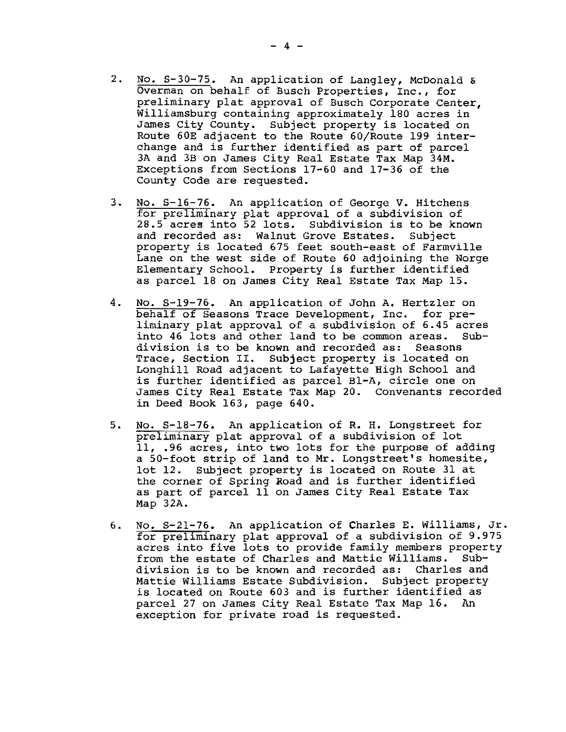2. No. S-30-75. An application of Langley, McDonald & Overman on behalf of Busch Properties, Inc., for preliminary plat approval of Busch Corporate Center, Williamsburg containing approximately 180 acres in James City County. Subject property is located on Route 60E adjacent to the Route 60/Route 199 interchange and is further identified as part of parcel 3A and 3B on James City Real Estate Tax Map 34M. Exceptions from Sections 17-60 and 17-36 of the County Code are requested.

3. No. S-16-76. An application of George V. Hitchens for preliminary plat approval of a subdivision of 28.5 acres into 52 lots. Subdivision is to be known and recorded as: Walnut Grove Estates. Subject property is located 675 feet south-east of Farmville Lane on the west side of Route 60 adjoining the Norge Elementary School. Property is further identified as parcel 18 on James City Real Estate Tax Map 15.

4. No. S-19-76. An application of John A. Hertzler on behalf of Seasons Trace Development, Inc. for preliminary plat approval of a subdivision of 6.45 acres into 46 lots and other land to be common areas. Subdivision is to be known and recorded as: Seasons Trace, Section II. Subject property is located on Longhill Road adjacent to Lafayette High School and is further identified as parcel B1-A, circle one on James City Real Estate Tax Map 20. Convenants recorded in Deed Book 163, page 640.

5. No. S-18-76. An application of R. H. Longstreet for preliminary plat approval of a subdivision of lot 11, .96 acres, into two lots for the purpose of adding a 50-foot strip of land to Mr. Longstreet's homesite, lot 12. Subject property is located on Route 31 at the corner of Spring Road and is further identified as part of parcel 11 on James City Real Estate Tax Map 32A.

6. No. S-21-76. An application of Charles E. Williams, Jr. for preliminary plat approval of a subdivision of 9.975 acres into five lots to provide family members property from the estate of Charles and Mattie Williams. Subdivision is to be known and recorded as: Charles and Mattie Williams Estate Subdivision. Subject property is located on Route 603 and is further identified as parcel 27 on James City Real Estate Tax Map 16. An exception for private road is requested.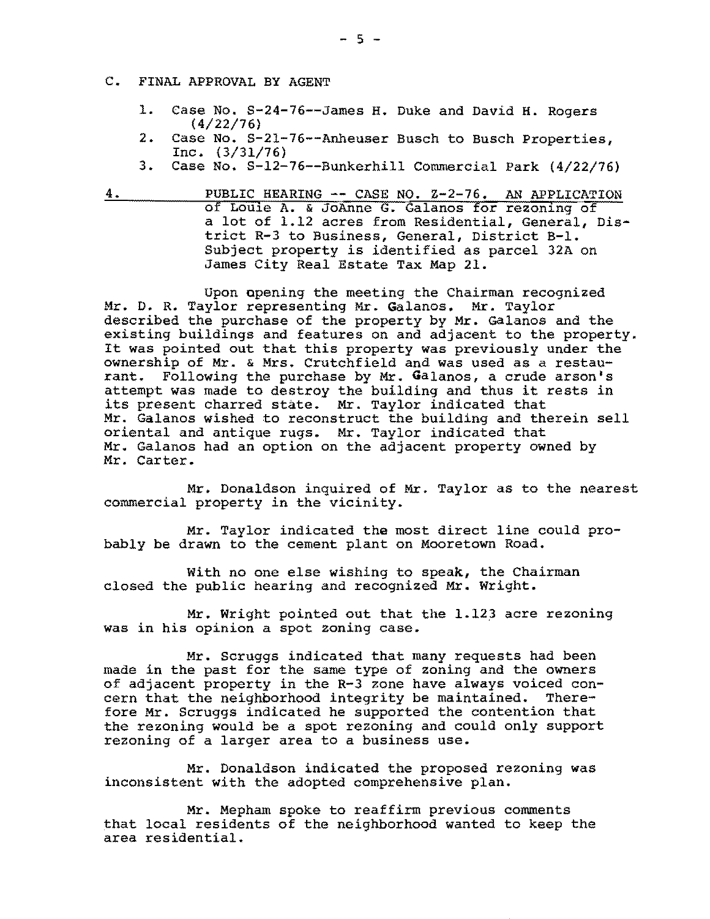C. FINAL APPROVAL BY AGENT

1. Case No. S-24-76--James H. Duke and David H. Rogers (4/22/76)
2. Case No. S-21-76--Anheuser Busch to Busch Properties, Inc. (3/31/76)
3. Case No. S-12-76--Bunkerhill Commercial Park (4/22/76)

4. PUBLIC HEARING -- CASE NO. Z-2-76. AN APPLICATION of Louie A. & JoAnne G. Galanos for rezoning of a lot of 1.12 acres from Residential, General, District R-3 to Business, General, District B-1. Subject property is identified as parcel 32A on James City Real Estate Tax Map 21.

Upon opening the meeting the Chairman recognized Mr. D. R. Taylor representing Mr. Galanos. Mr. Taylor described the purchase of the property by Mr. Galanos and the existing buildings and features on and adjacent to the property. It was pointed out that this property was previously under the ownership of Mr. & Mrs. Crutchfield and was used as a restaurant. Following the purchase by Mr. Galanos, a crude arson's attempt was made to destroy the building and thus it rests in its present charred state. Mr. Taylor indicated that Mr. Galanos wished to reconstruct the building and therein sell oriental and antique rugs. Mr. Taylor indicated that Mr. Galanos had an option on the adjacent property owned by Mr. Carter.

Mr. Donaldson inquired of Mr. Taylor as to the nearest commercial property in the vicinity.

Mr. Taylor indicated the most direct line could probably be drawn to the cement plant on Mooretown Road.

With no one else wishing to speak, the Chairman closed the public hearing and recognized Mr. Wright.

Mr. Wright pointed out that the 1.123 acre rezoning was in his opinion a spot zoning case.

Mr. Scruggs indicated that many requests had been made in the past for the same type of zoning and the owners of adjacent property in the R-3 zone have always voiced concern that the neighborhood integrity be maintained. Therefore Mr. Scruggs indicated he supported the contention that the rezoning would be a spot rezoning and could only support rezoning of a larger area to a business use.

Mr. Donaldson indicated the proposed rezoning was inconsistent with the adopted comprehensive plan.

Mr. Mepham spoke to reaffirm previous comments that local residents of the neighborhood wanted to keep the area residential.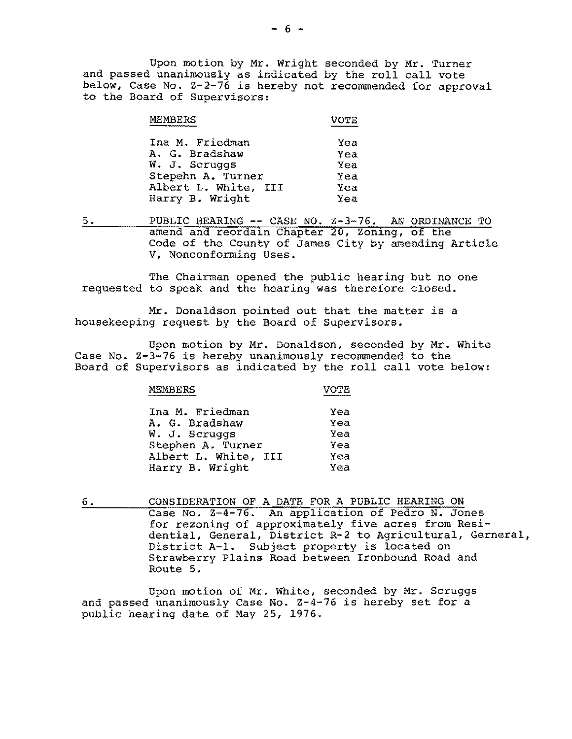Upon motion by Mr. Wright seconded by Mr. Turner and passed unanimously as indicated by the roll call vote below, Case No. Z-2-76 is hereby not recommended for approval to the Board of Supervisors:

| MEMBERS | VOTE |
|---|---|
| Ina M. Friedman | Yea |
| A. G. Bradshaw | Yea |
| W. J. Scruggs | Yea |
| Stepehn A. Turner | Yea |
| Albert L. White, III | Yea |
| Harry B. Wright | Yea |

5. PUBLIC HEARING -- CASE NO. Z-3-76. AN ORDINANCE TO amend and reordain Chapter 20, Zoning, of the Code of the County of James City by amending Article V, Nonconforming Uses.

The Chairman opened the public hearing but no one requested to speak and the hearing was therefore closed.

Mr. Donaldson pointed out that the matter is a housekeeping request by the Board of Supervisors.

Upon motion by Mr. Donaldson, seconded by Mr. White Case No. Z-3-76 is hereby unanimously recommended to the Board of Supervisors as indicated by the roll call vote below:

| MEMBERS | VOTE |
|---|---|
| Ina M. Friedman | Yea |
| A. G. Bradshaw | Yea |
| W. J. Scruggs | Yea |
| Stephen A. Turner | Yea |
| Albert L. White, III | Yea |
| Harry B. Wright | Yea |

6. CONSIDERATION OF A DATE FOR A PUBLIC HEARING ON Case No. Z-4-76. An application of Pedro N. Jones for rezoning of approximately five acres from Residential, General, District R-2 to Agricultural, Gerneral, District A-1. Subject property is located on Strawberry Plains Road between Ironbound Road and Route 5.

Upon motion of Mr. White, seconded by Mr. Scruggs and passed unanimously Case No. Z-4-76 is hereby set for a public hearing date of May 25, 1976.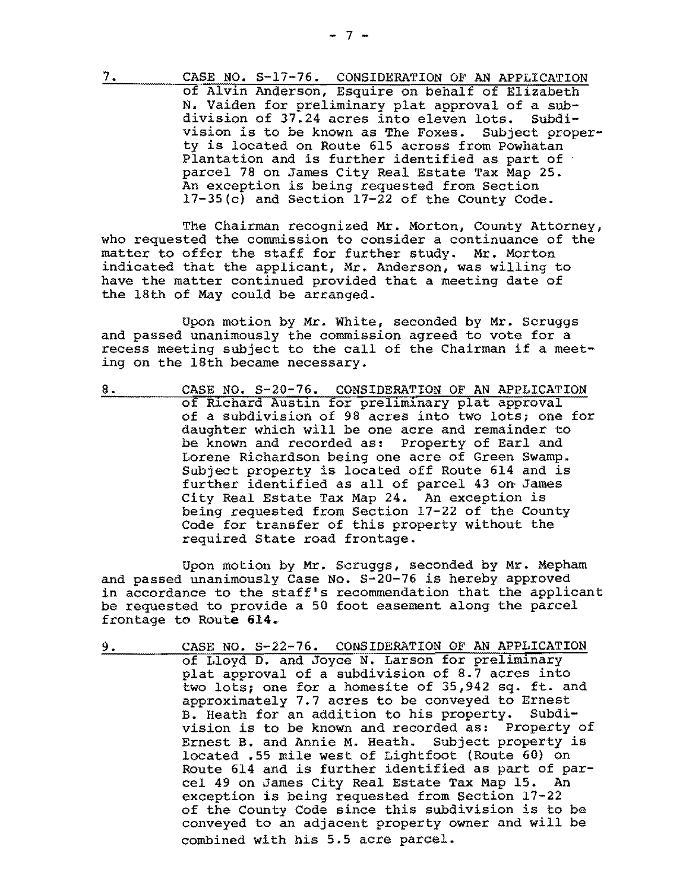7. CASE NO. S-17-76. CONSIDERATION OF AN APPLICATION of Alvin Anderson, Esquire on behalf of Elizabeth N. Vaiden for preliminary plat approval of a subdivision of 37.24 acres into eleven lots. Subdivision is to be known as The Foxes. Subject property is located on Route 615 across from Powhatan Plantation and is further identified as part of parcel 78 on James City Real Estate Tax Map 25. An exception is being requested from Section 17-35(c) and Section 17-22 of the County Code.

The Chairman recognized Mr. Morton, County Attorney, who requested the commission to consider a continuance of the matter to offer the staff for further study. Mr. Morton indicated that the applicant, Mr. Anderson, was willing to have the matter continued provided that a meeting date of the 18th of May could be arranged.

Upon motion by Mr. White, seconded by Mr. Scruggs and passed unanimously the commission agreed to vote for a recess meeting subject to the call of the Chairman if a meeting on the 18th became necessary.

8. CASE NO. S-20-76. CONSIDERATION OF AN APPLICATION of Richard Austin for preliminary plat approval of a subdivision of 98 acres into two lots; one for daughter which will be one acre and remainder to be known and recorded as: Property of Earl and Lorene Richardson being one acre of Green Swamp. Subject property is located off Route 614 and is further identified as all of parcel 43 on James City Real Estate Tax Map 24. An exception is being requested from Section 17-22 of the County Code for transfer of this property without the required State road frontage.

Upon motion by Mr. Scruggs, seconded by Mr. Mepham and passed unanimously Case No. S-20-76 is hereby approved in accordance to the staff's recommendation that the applicant be requested to provide a 50 foot easement along the parcel frontage to Route 614.

9. CASE NO. S-22-76. CONSIDERATION OF AN APPLICATION of Lloyd D. and Joyce N. Larson for preliminary plat approval of a subdivision of 8.7 acres into two lots; one for a homesite of 35,942 sq. ft. and approximately 7.7 acres to be conveyed to Ernest B. Heath for an addition to his property. Subdivision is to be known and recorded as: Property of Ernest B. and Annie M. Heath. Subject property is located .55 mile west of Lightfoot (Route 60) on Route 614 and is further identified as part of parcel 49 on James City Real Estate Tax Map 15. An exception is being requested from Section 17-22 of the County Code since this subdivision is to be conveyed to an adjacent property owner and will be combined with his 5.5 acre parcel.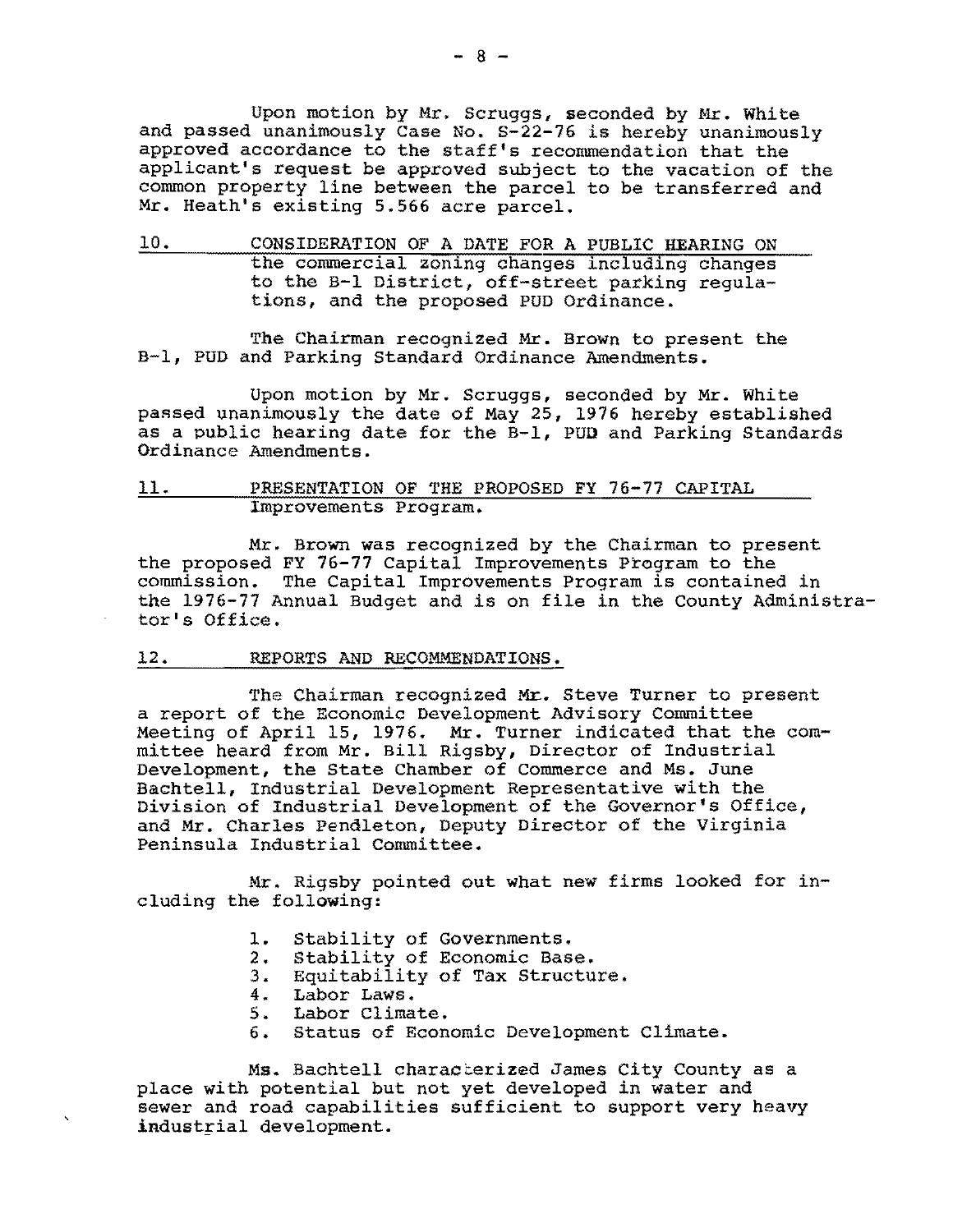Upon motion by Mr. Scruggs, seconded by Mr. White and passed unanimously Case No. S-22-76 is hereby unanimously approved accordance to the staff's recommendation that the applicant's request be approved subject to the vacation of the common property line between the parcel to be transferred and Mr. Heath's existing 5.566 acre parcel.

10. CONSIDERATION OF A DATE FOR A PUBLIC HEARING ON the commercial zoning changes including changes to the B-1 District, off-street parking regulations, and the proposed PUD Ordinance.

The Chairman recognized Mr. Brown to present the B-1, PUD and Parking Standard Ordinance Amendments.

Upon motion by Mr. Scruggs, seconded by Mr. White passed unanimously the date of May 25, 1976 hereby established as a public hearing date for the B-1, PUD and Parking Standards Ordinance Amendments.

11. PRESENTATION OF THE PROPOSED FY 76-77 CAPITAL Improvements Program.

Mr. Brown was recognized by the Chairman to present the proposed FY 76-77 Capital Improvements Program to the commission. The Capital Improvements Program is contained in the 1976-77 Annual Budget and is on file in the County Administrator's Office.

12. REPORTS AND RECOMMENDATIONS.

The Chairman recognized Mr. Steve Turner to present a report of the Economic Development Advisory Committee Meeting of April 15, 1976. Mr. Turner indicated that the committee heard from Mr. Bill Rigsby, Director of Industrial Development, the State Chamber of Commerce and Ms. June Bachtell, Industrial Development Representative with the Division of Industrial Development of the Governor's Office, and Mr. Charles Pendleton, Deputy Director of the Virginia Peninsula Industrial Committee.

Mr. Rigsby pointed out what new firms looked for including the following:

1. Stability of Governments.
2. Stability of Economic Base.
3. Equitability of Tax Structure.
4. Labor Laws.
5. Labor Climate.
6. Status of Economic Development Climate.

Ms. Bachtell characterized James City County as a place with potential but not yet developed in water and sewer and road capabilities sufficient to support very heavy industrial development.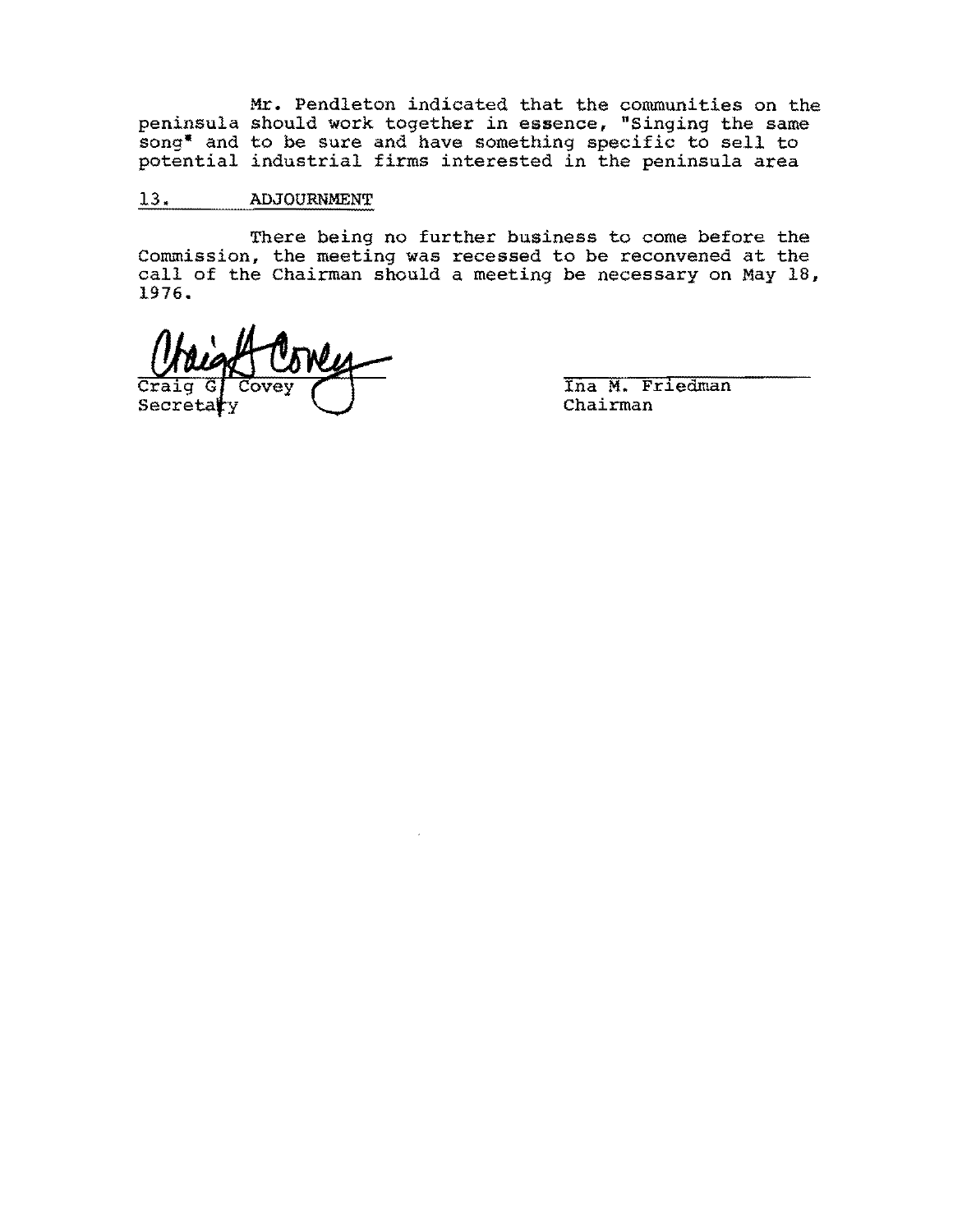Mr. Pendleton indicated that the communities on the peninsula should work together in essence, "Singing the same song" and to be sure and have something specific to sell to potential industrial firms interested in the peninsula area

13. ADJOURNMENT

There being no further business to come before the Commission, the meeting was recessed to be reconvened at the call of the Chairman should a meeting be necessary on May 18, 1976.

Craig G. Covey
Secretary

Ina M. Friedman
Chairman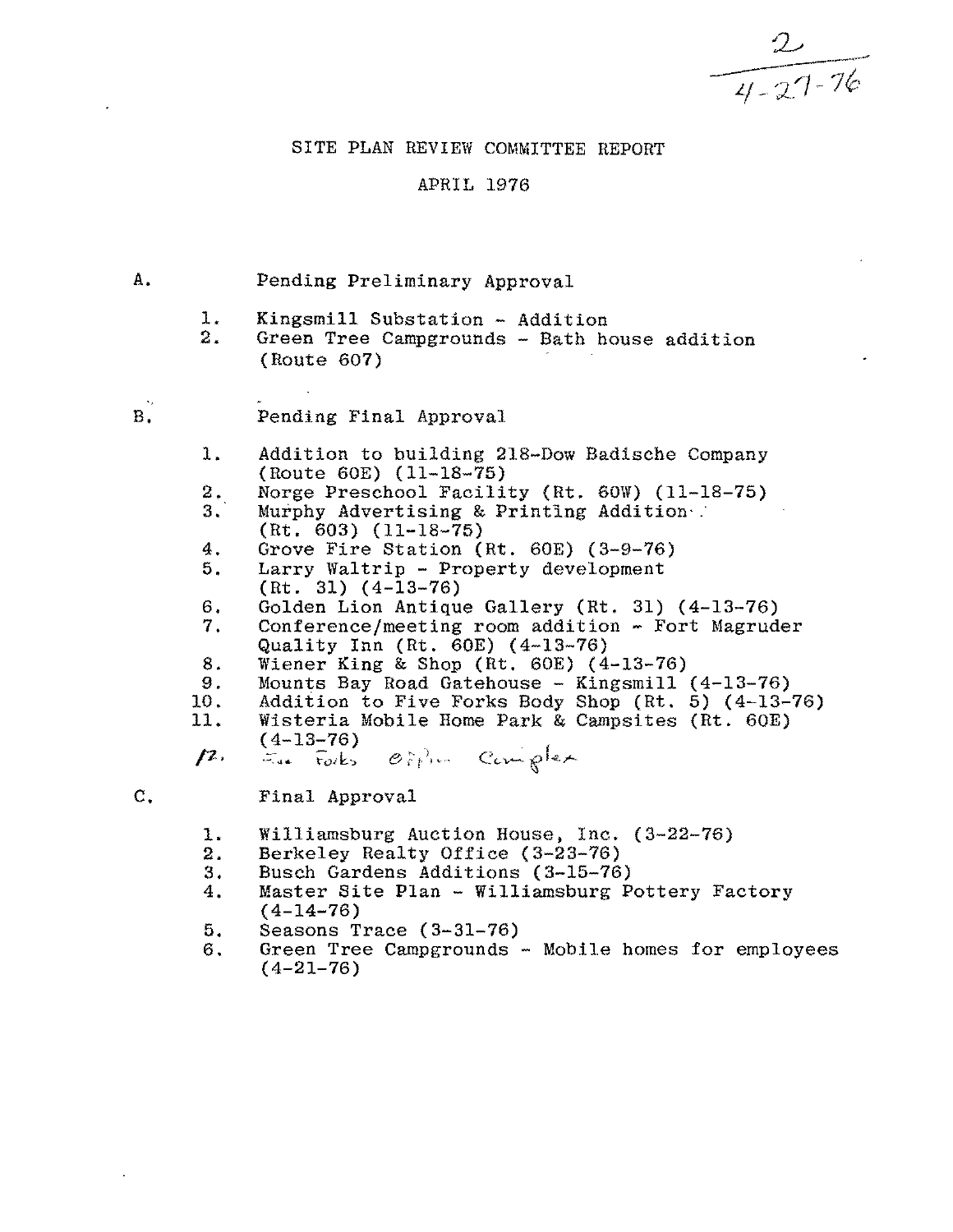2
4-27-76

# SITE PLAN REVIEW COMMITTEE REPORT

## APRIL 1976

A. Pending Preliminary Approval

1. Kingsmill Substation - Addition
2. Green Tree Campgrounds - Bath house addition (Route 607)

B. Pending Final Approval

1. Addition to building 218-Dow Badische Company (Route 60E) (11-18-75)
2. Norge Preschool Facility (Rt. 60W) (11-18-75)
3. Murphy Advertising & Printing Addition (Rt. 603) (11-18-75)
4. Grove Fire Station (Rt. 60E) (3-9-76)
5. Larry Waltrip - Property development (Rt. 31) (4-13-76)
6. Golden Lion Antique Gallery (Rt. 31) (4-13-76)
7. Conference/meeting room addition - Fort Magruder Quality Inn (Rt. 60E) (4-13-76)
8. Wiener King & Shop (Rt. 60E) (4-13-76)
9. Mounts Bay Road Gatehouse - Kingsmill (4-13-76)
10. Addition to Five Forks Body Shop (Rt. 5) (4-13-76)
11. Wisteria Mobile Home Park & Campsites (Rt. 60E) (4-13-76)
12. Five Forks Office Complex

C. Final Approval

1. Williamsburg Auction House, Inc. (3-22-76)
2. Berkeley Realty Office (3-23-76)
3. Busch Gardens Additions (3-15-76)
4. Master Site Plan - Williamsburg Pottery Factory (4-14-76)
5. Seasons Trace (3-31-76)
6. Green Tree Campgrounds - Mobile homes for employees (4-21-76)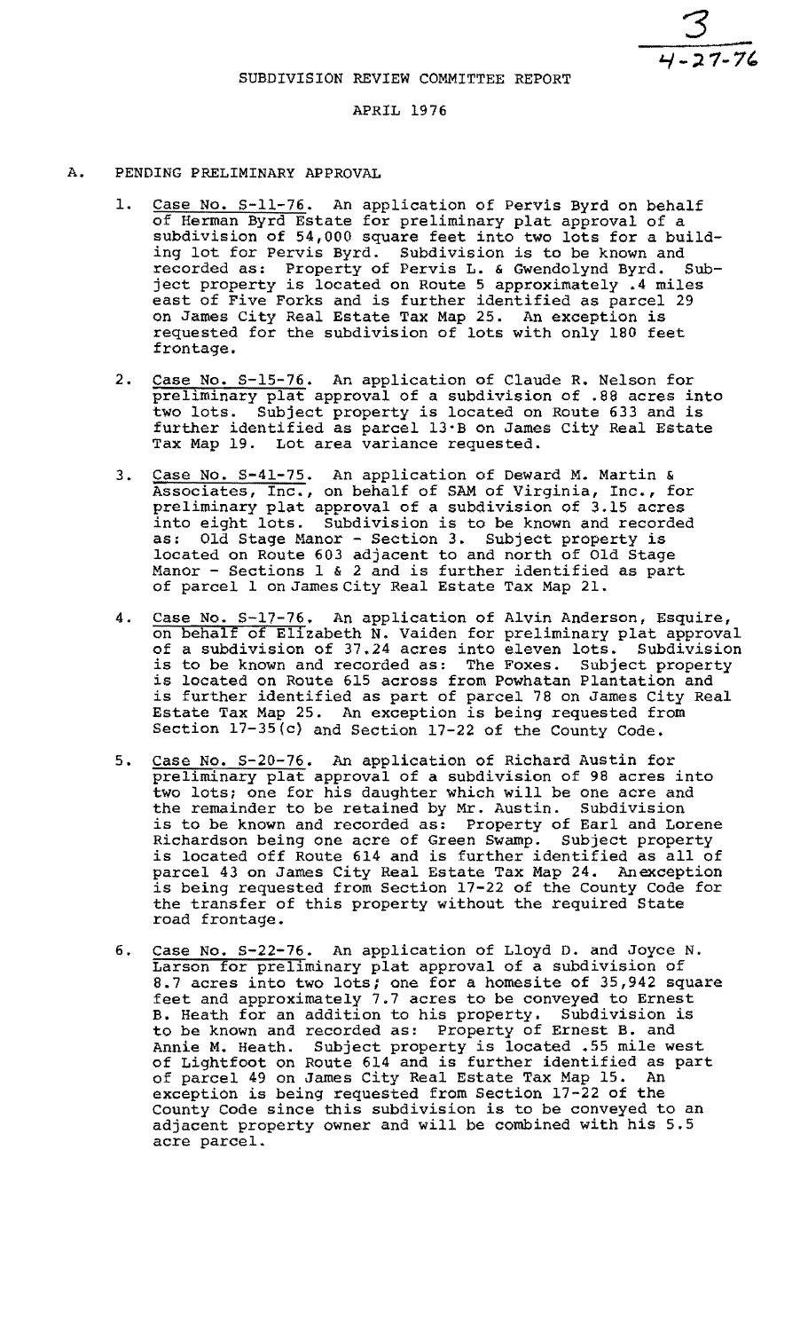3
4-27-76

SUBDIVISION REVIEW COMMITTEE REPORT

APRIL 1976

A. PENDING PRELIMINARY APPROVAL

1. Case No. S-11-76. An application of Pervis Byrd on behalf of Herman Byrd Estate for preliminary plat approval of a subdivision of 54,000 square feet into two lots for a building lot for Pervis Byrd. Subdivision is to be known and recorded as: Property of Pervis L. & Gwendolynd Byrd. Subject property is located on Route 5 approximately .4 miles east of Five Forks and is further identified as parcel 29 on James City Real Estate Tax Map 25. An exception is requested for the subdivision of lots with only 180 feet frontage.

2. Case No. S-15-76. An application of Claude R. Nelson for preliminary plat approval of a subdivision of .88 acres into two lots. Subject property is located on Route 633 and is further identified as parcel 13·B on James City Real Estate Tax Map 19. Lot area variance requested.

3. Case No. S-41-75. An application of Deward M. Martin & Associates, Inc., on behalf of SAM of Virginia, Inc., for preliminary plat approval of a subdivision of 3.15 acres into eight lots. Subdivision is to be known and recorded as: Old Stage Manor - Section 3. Subject property is located on Route 603 adjacent to and north of Old Stage Manor - Sections 1 & 2 and is further identified as part of parcel 1 on James City Real Estate Tax Map 21.

4. Case No. S-17-76. An application of Alvin Anderson, Esquire, on behalf of Elizabeth N. Vaiden for preliminary plat approval of a subdivision of 37.24 acres into eleven lots. Subdivision is to be known and recorded as: The Foxes. Subject property is located on Route 615 across from Powhatan Plantation and is further identified as part of parcel 78 on James City Real Estate Tax Map 25. An exception is being requested from Section 17-35(c) and Section 17-22 of the County Code.

5. Case No. S-20-76. An application of Richard Austin for preliminary plat approval of a subdivision of 98 acres into two lots; one for his daughter which will be one acre and the remainder to be retained by Mr. Austin. Subdivision is to be known and recorded as: Property of Earl and Lorene Richardson being one acre of Green Swamp. Subject property is located off Route 614 and is further identified as all of parcel 43 on James City Real Estate Tax Map 24. An exception is being requested from Section 17-22 of the County Code for the transfer of this property without the required State road frontage.

6. Case No. S-22-76. An application of Lloyd D. and Joyce N. Larson for preliminary plat approval of a subdivision of 8.7 acres into two lots; one for a homesite of 35,942 square feet and approximately 7.7 acres to be conveyed to Ernest B. Heath for an addition to his property. Subdivision is to be known and recorded as: Property of Ernest B. and Annie M. Heath. Subject property is located .55 mile west of Lightfoot on Route 614 and is further identified as part of parcel 49 on James City Real Estate Tax Map 15. An exception is being requested from Section 17-22 of the County Code since this subdivision is to be conveyed to an adjacent property owner and will be combined with his 5.5 acre parcel.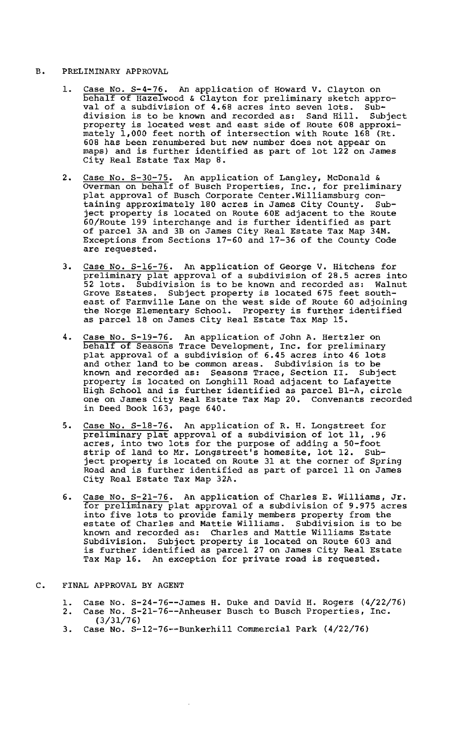B. PRELIMINARY APPROVAL

1. Case No. S-4-76. An application of Howard V. Clayton on behalf of Hazelwood & Clayton for preliminary sketch approval of a subdivision of 4.68 acres into seven lots. Subdivision is to be known and recorded as: Sand Hill. Subject property is located west and east side of Route 608 approximately 1,000 feet north of intersection with Route 168 (Rt. 608 has been renumbered but new number does not appear on maps) and is further identified as part of lot 122 on James City Real Estate Tax Map 8.

2. Case No. S-30-75. An application of Langley, McDonald & Overman on behalf of Busch Properties, Inc., for preliminary plat approval of Busch Corporate Center.Williamsburg containing approximately 180 acres in James City County. Subject property is located on Route 60E adjacent to the Route 60/Route 199 interchange and is further identified as part of parcel 3A and 3B on James City Real Estate Tax Map 34M. Exceptions from Sections 17-60 and 17-36 of the County Code are requested.

3. Case No. S-16-76. An application of George V. Hitchens for preliminary plat approval of a subdivision of 28.5 acres into 52 lots. Subdivision is to be known and recorded as: Walnut Grove Estates. Subject property is located 675 feet southeast of Farmville Lane on the west side of Route 60 adjoining the Norge Elementary School. Property is further identified as parcel 18 on James City Real Estate Tax Map 15.

4. Case No. S-19-76. An application of John A. Hertzler on behalf of Seasons Trace Development, Inc. for preliminary plat approval of a subdivision of 6.45 acres into 46 lots and other land to be common areas. Subdivision is to be known and recorded as: Seasons Trace, Section II. Subject property is located on Longhill Road adjacent to Lafayette High School and is further identified as parcel B1-A, circle one on James City Real Estate Tax Map 20. Convenants recorded in Deed Book 163, page 640.

5. Case No. S-18-76. An application of R. H. Longstreet for preliminary plat approval of a subdivision of lot 11, .96 acres, into two lots for the purpose of adding a 50-foot strip of land to Mr. Longstreet's homesite, lot 12. Subject property is located on Route 31 at the corner of Spring Road and is further identified as part of parcel 11 on James City Real Estate Tax Map 32A.

6. Case No. S-21-76. An application of Charles E. Williams, Jr. for preliminary plat approval of a subdivision of 9.975 acres into five lots to provide family members property from the estate of Charles and Mattie Williams. Subdivision is to be known and recorded as: Charles and Mattie Williams Estate Subdivision. Subject property is located on Route 603 and is further identified as parcel 27 on James City Real Estate Tax Map 16. An exception for private road is requested.

C. FINAL APPROVAL BY AGENT

1. Case No. S-24-76--James H. Duke and David H. Rogers (4/22/76)
2. Case No. S-21-76--Anheuser Busch to Busch Properties, Inc. (3/31/76)
3. Case No. S-12-76--Bunkerhill Commercial Park (4/22/76)